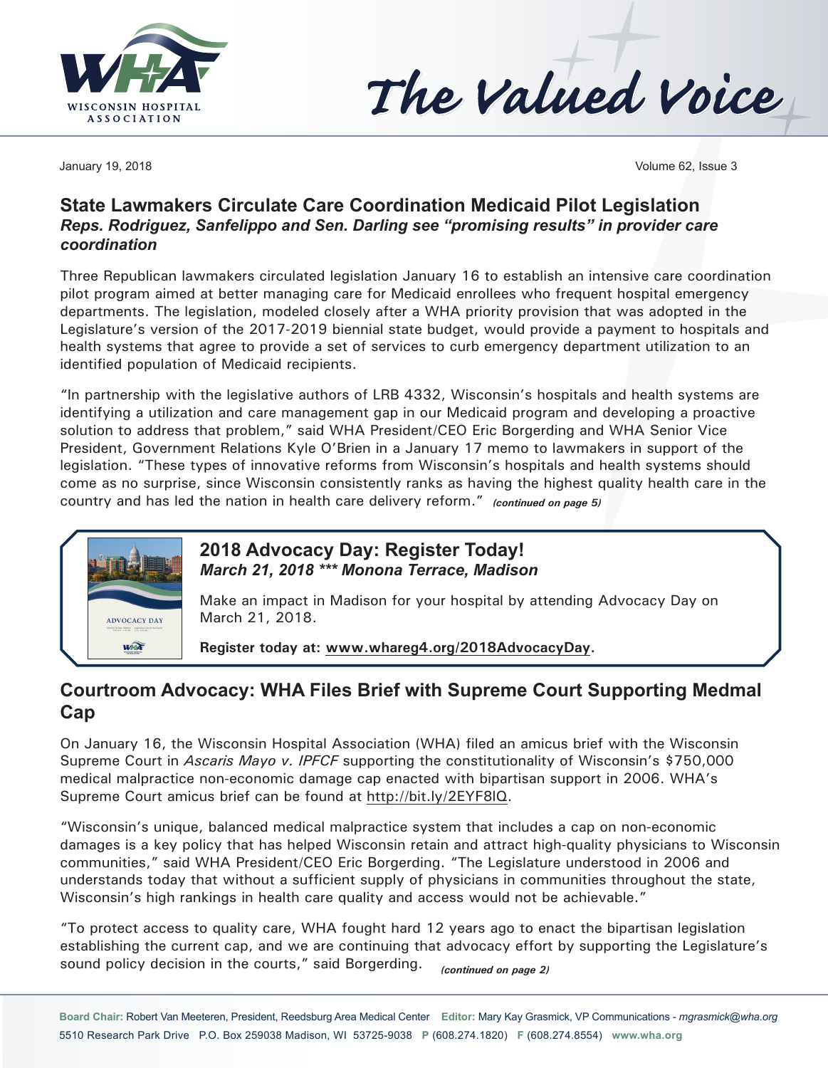# The Valued Voice

January 19, 2018

## State Lawmakers Circulate Care Coordination Medicaid Pilot Legislation

***Reps. Rodriguez, Sanfelippo and Sen. Darling see "promising results" in provider care coordination***

Three Republican lawmakers circulated legislation January 16 to establish an intensive care coordination pilot program aimed at better managing care for Medicaid enrollees who frequent hospital emergency departments. The legislation, modeled closely after a WHA priority provision that was adopted in the Legislature's version of the 2017-2019 biennial state budget, would provide a payment to hospitals and health systems that agree to provide a set of services to curb emergency department utilization to an identified population of Medicaid recipients.

"In partnership with the legislative authors of LRB 4332, Wisconsin's hospitals and health systems are identifying a utilization and care management gap in our Medicaid program and developing a proactive solution to address that problem," said WHA President/CEO Eric Borgerding and WHA Senior Vice President, Government Relations Kyle O'Brien in a January 17 memo to lawmakers in support of the legislation. "These types of innovative reforms from Wisconsin's hospitals and health systems should come as no surprise, since Wisconsin consistently ranks as having the highest quality health care in the country and has led the nation in health care delivery reform." ***(continued on page 5)***

## 2018 Advocacy Day: Register Today!

***March 21, 2018 \*\*\* Monona Terrace, Madison***

Make an impact in Madison for your hospital by attending Advocacy Day on March 21, 2018.

**Register today at: www.whareg4.org/2018AdvocacyDay.**

## Courtroom Advocacy: WHA Files Brief with Supreme Court Supporting Medmal Cap

On January 16, the Wisconsin Hospital Association (WHA) filed an amicus brief with the Wisconsin Supreme Court in *Ascaris Mayo v. IPFCF* supporting the constitutionality of Wisconsin's $750,000 medical malpractice non-economic damage cap enacted with bipartisan support in 2006. WHA's Supreme Court amicus brief can be found at http://bit.ly/2EYF8lQ.

"Wisconsin's unique, balanced medical malpractice system that includes a cap on non-economic damages is a key policy that has helped Wisconsin retain and attract high-quality physicians to Wisconsin communities," said WHA President/CEO Eric Borgerding. "The Legislature understood in 2006 and understands today that without a sufficient supply of physicians in communities throughout the state, Wisconsin's high rankings in health care quality and access would not be achievable."

"To protect access to quality care, WHA fought hard 12 years ago to enact the bipartisan legislation establishing the current cap, and we are continuing that advocacy effort by supporting the Legislature's sound policy decision in the courts," said Borgerding. ***(continued on page 2)***

**Board Chair:** Robert Van Meeteren, President, Reedsburg Area Medical Center **Editor:** Mary Kay Grasmick, VP Communications - *mgrasmick@wha.org*
5510 Research Park Drive P.O. Box 259038 Madison, WI 53725-9038 **P** (608.274.1820) **F** (608.274.8554) **www.wha.org**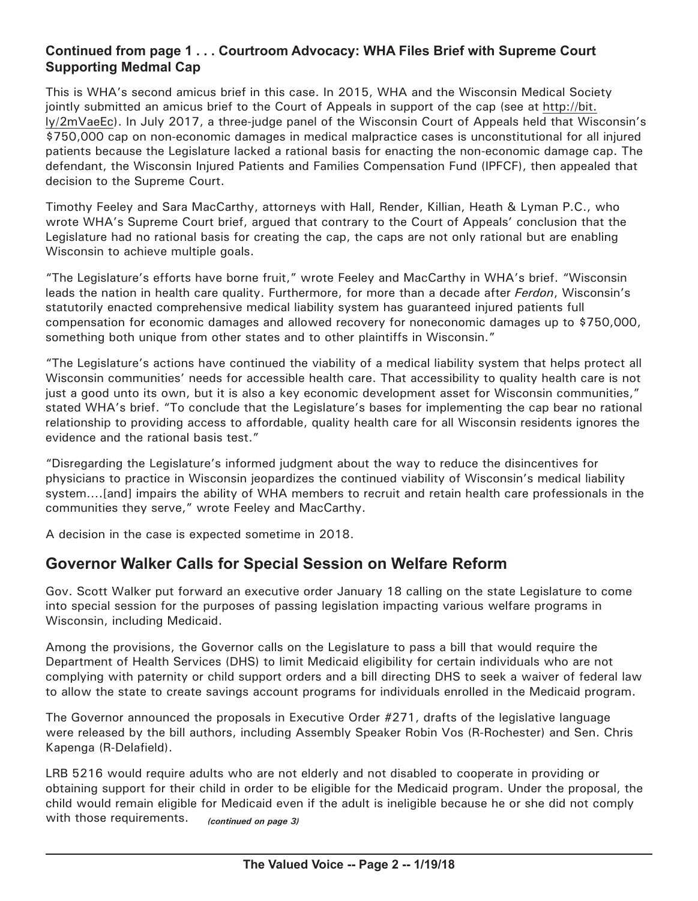### Continued from page 1 . . . Courtroom Advocacy: WHA Files Brief with Supreme Court Supporting Medmal Cap

This is WHA's second amicus brief in this case. In 2015, WHA and the Wisconsin Medical Society jointly submitted an amicus brief to the Court of Appeals in support of the cap (see at http://bit.ly/2mVaeEc). In July 2017, a three-judge panel of the Wisconsin Court of Appeals held that Wisconsin's $750,000 cap on non-economic damages in medical malpractice cases is unconstitutional for all injured patients because the Legislature lacked a rational basis for enacting the non-economic damage cap. The defendant, the Wisconsin Injured Patients and Families Compensation Fund (IPFCF), then appealed that decision to the Supreme Court.

Timothy Feeley and Sara MacCarthy, attorneys with Hall, Render, Killian, Heath & Lyman P.C., who wrote WHA's Supreme Court brief, argued that contrary to the Court of Appeals' conclusion that the Legislature had no rational basis for creating the cap, the caps are not only rational but are enabling Wisconsin to achieve multiple goals.

"The Legislature's efforts have borne fruit," wrote Feeley and MacCarthy in WHA's brief. "Wisconsin leads the nation in health care quality. Furthermore, for more than a decade after *Ferdon*, Wisconsin's statutorily enacted comprehensive medical liability system has guaranteed injured patients full compensation for economic damages and allowed recovery for noneconomic damages up to $750,000, something both unique from other states and to other plaintiffs in Wisconsin."

"The Legislature's actions have continued the viability of a medical liability system that helps protect all Wisconsin communities' needs for accessible health care. That accessibility to quality health care is not just a good unto its own, but it is also a key economic development asset for Wisconsin communities," stated WHA's brief. "To conclude that the Legislature's bases for implementing the cap bear no rational relationship to providing access to affordable, quality health care for all Wisconsin residents ignores the evidence and the rational basis test."

"Disregarding the Legislature's informed judgment about the way to reduce the disincentives for physicians to practice in Wisconsin jeopardizes the continued viability of Wisconsin's medical liability system....[and] impairs the ability of WHA members to recruit and retain health care professionals in the communities they serve," wrote Feeley and MacCarthy.

A decision in the case is expected sometime in 2018.

## Governor Walker Calls for Special Session on Welfare Reform

Gov. Scott Walker put forward an executive order January 18 calling on the state Legislature to come into special session for the purposes of passing legislation impacting various welfare programs in Wisconsin, including Medicaid.

Among the provisions, the Governor calls on the Legislature to pass a bill that would require the Department of Health Services (DHS) to limit Medicaid eligibility for certain individuals who are not complying with paternity or child support orders and a bill directing DHS to seek a waiver of federal law to allow the state to create savings account programs for individuals enrolled in the Medicaid program.

The Governor announced the proposals in Executive Order #271, drafts of the legislative language were released by the bill authors, including Assembly Speaker Robin Vos (R-Rochester) and Sen. Chris Kapenga (R-Delafield).

LRB 5216 would require adults who are not elderly and not disabled to cooperate in providing or obtaining support for their child in order to be eligible for the Medicaid program. Under the proposal, the child would remain eligible for Medicaid even if the adult is ineligible because he or she did not comply with those requirements. *(continued on page 3)*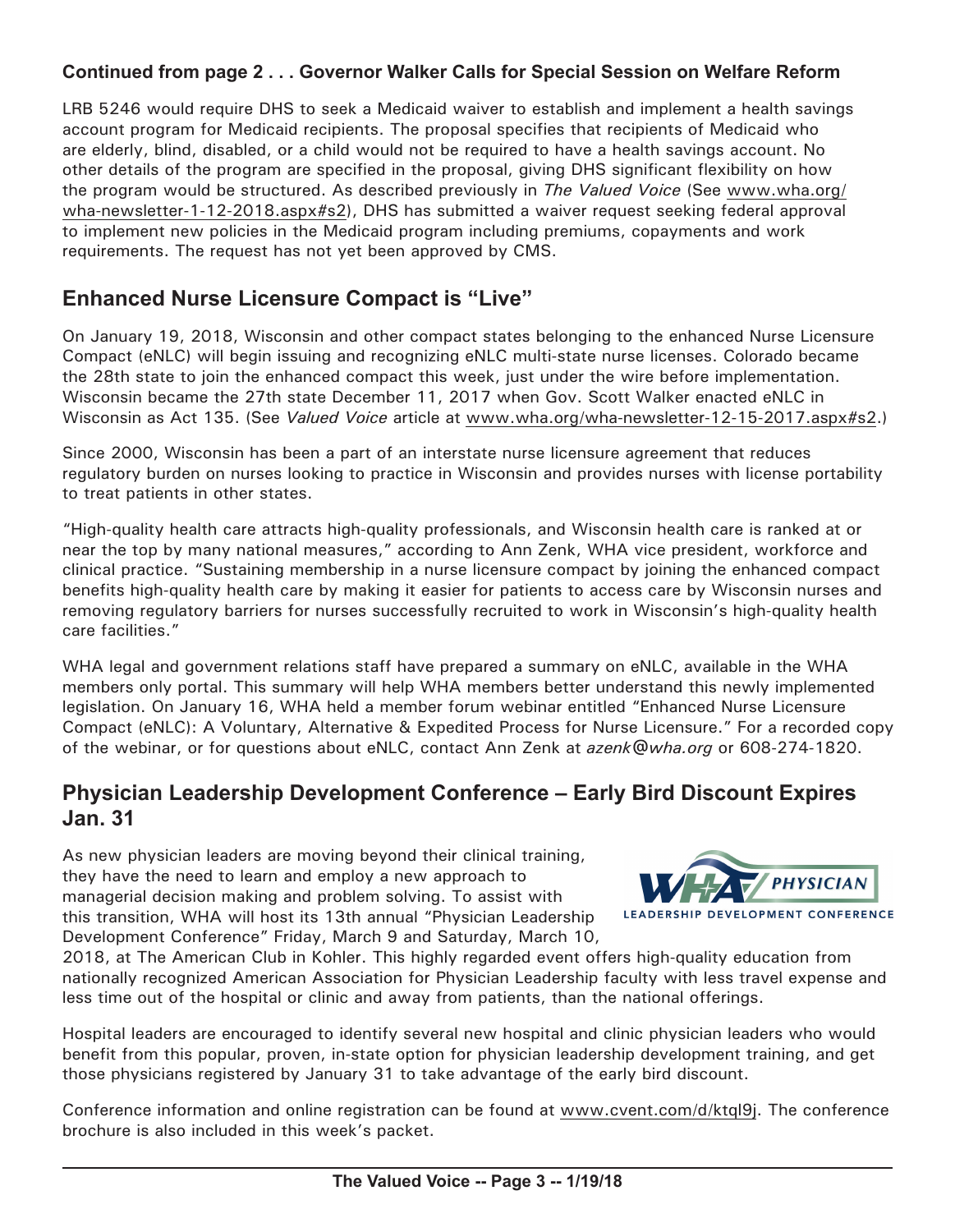**Continued from page 2 . . . Governor Walker Calls for Special Session on Welfare Reform**

LRB 5246 would require DHS to seek a Medicaid waiver to establish and implement a health savings account program for Medicaid recipients. The proposal specifies that recipients of Medicaid who are elderly, blind, disabled, or a child would not be required to have a health savings account. No other details of the program are specified in the proposal, giving DHS significant flexibility on how the program would be structured. As described previously in *The Valued Voice* (See www.wha.org/wha-newsletter-1-12-2018.aspx#s2), DHS has submitted a waiver request seeking federal approval to implement new policies in the Medicaid program including premiums, copayments and work requirements. The request has not yet been approved by CMS.

## Enhanced Nurse Licensure Compact is "Live"

On January 19, 2018, Wisconsin and other compact states belonging to the enhanced Nurse Licensure Compact (eNLC) will begin issuing and recognizing eNLC multi-state nurse licenses. Colorado became the 28th state to join the enhanced compact this week, just under the wire before implementation. Wisconsin became the 27th state December 11, 2017 when Gov. Scott Walker enacted eNLC in Wisconsin as Act 135. (See *Valued Voice* article at www.wha.org/wha-newsletter-12-15-2017.aspx#s2.)

Since 2000, Wisconsin has been a part of an interstate nurse licensure agreement that reduces regulatory burden on nurses looking to practice in Wisconsin and provides nurses with license portability to treat patients in other states.

"High-quality health care attracts high-quality professionals, and Wisconsin health care is ranked at or near the top by many national measures," according to Ann Zenk, WHA vice president, workforce and clinical practice. "Sustaining membership in a nurse licensure compact by joining the enhanced compact benefits high-quality health care by making it easier for patients to access care by Wisconsin nurses and removing regulatory barriers for nurses successfully recruited to work in Wisconsin's high-quality health care facilities."

WHA legal and government relations staff have prepared a summary on eNLC, available in the WHA members only portal. This summary will help WHA members better understand this newly implemented legislation. On January 16, WHA held a member forum webinar entitled "Enhanced Nurse Licensure Compact (eNLC): A Voluntary, Alternative & Expedited Process for Nurse Licensure." For a recorded copy of the webinar, or for questions about eNLC, contact Ann Zenk at *azenk@wha.org* or 608-274-1820.

## Physician Leadership Development Conference – Early Bird Discount Expires Jan. 31

As new physician leaders are moving beyond their clinical training, they have the need to learn and employ a new approach to managerial decision making and problem solving. To assist with this transition, WHA will host its 13th annual "Physician Leadership Development Conference" Friday, March 9 and Saturday, March 10, 2018, at The American Club in Kohler. This highly regarded event offers high-quality education from nationally recognized American Association for Physician Leadership faculty with less travel expense and less time out of the hospital or clinic and away from patients, than the national offerings.

Hospital leaders are encouraged to identify several new hospital and clinic physician leaders who would benefit from this popular, proven, in-state option for physician leadership development training, and get those physicians registered by January 31 to take advantage of the early bird discount.

Conference information and online registration can be found at www.cvent.com/d/ktql9j. The conference brochure is also included in this week's packet.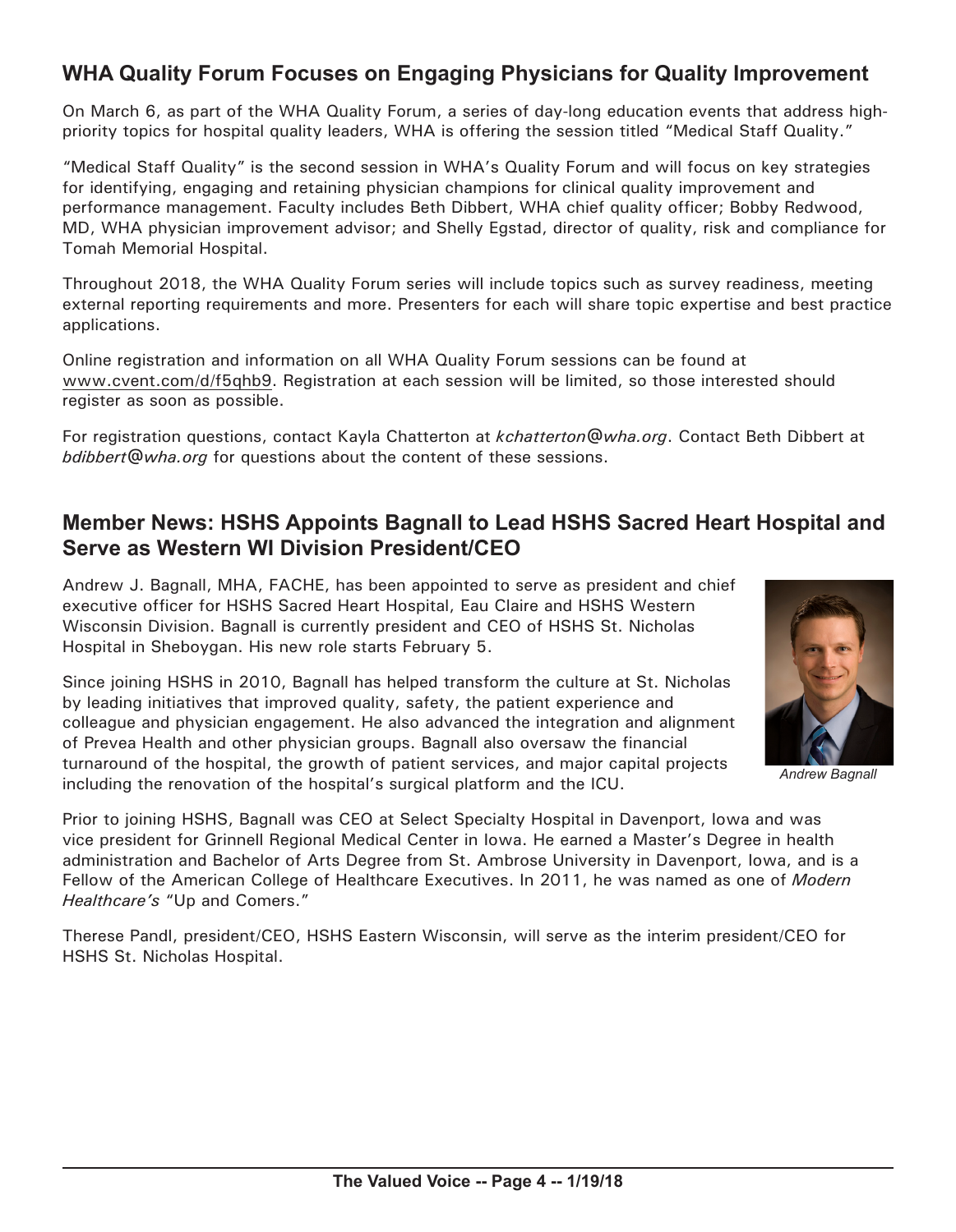## WHA Quality Forum Focuses on Engaging Physicians for Quality Improvement

On March 6, as part of the WHA Quality Forum, a series of day-long education events that address high-priority topics for hospital quality leaders, WHA is offering the session titled "Medical Staff Quality."

"Medical Staff Quality" is the second session in WHA's Quality Forum and will focus on key strategies for identifying, engaging and retaining physician champions for clinical quality improvement and performance management. Faculty includes Beth Dibbert, WHA chief quality officer; Bobby Redwood, MD, WHA physician improvement advisor; and Shelly Egstad, director of quality, risk and compliance for Tomah Memorial Hospital.

Throughout 2018, the WHA Quality Forum series will include topics such as survey readiness, meeting external reporting requirements and more. Presenters for each will share topic expertise and best practice applications.

Online registration and information on all WHA Quality Forum sessions can be found at www.cvent.com/d/f5qhb9. Registration at each session will be limited, so those interested should register as soon as possible.

For registration questions, contact Kayla Chatterton at *kchatterton@wha.org*. Contact Beth Dibbert at *bdibbert@wha.org* for questions about the content of these sessions.

## Member News: HSHS Appoints Bagnall to Lead HSHS Sacred Heart Hospital and Serve as Western WI Division President/CEO

Andrew J. Bagnall, MHA, FACHE, has been appointed to serve as president and chief executive officer for HSHS Sacred Heart Hospital, Eau Claire and HSHS Western Wisconsin Division. Bagnall is currently president and CEO of HSHS St. Nicholas Hospital in Sheboygan. His new role starts February 5.

*Andrew Bagnall*

Since joining HSHS in 2010, Bagnall has helped transform the culture at St. Nicholas by leading initiatives that improved quality, safety, the patient experience and colleague and physician engagement. He also advanced the integration and alignment of Prevea Health and other physician groups. Bagnall also oversaw the financial turnaround of the hospital, the growth of patient services, and major capital projects including the renovation of the hospital's surgical platform and the ICU.

Prior to joining HSHS, Bagnall was CEO at Select Specialty Hospital in Davenport, Iowa and was vice president for Grinnell Regional Medical Center in Iowa. He earned a Master's Degree in health administration and Bachelor of Arts Degree from St. Ambrose University in Davenport, Iowa, and is a Fellow of the American College of Healthcare Executives. In 2011, he was named as one of *Modern Healthcare's* "Up and Comers."

Therese Pandl, president/CEO, HSHS Eastern Wisconsin, will serve as the interim president/CEO for HSHS St. Nicholas Hospital.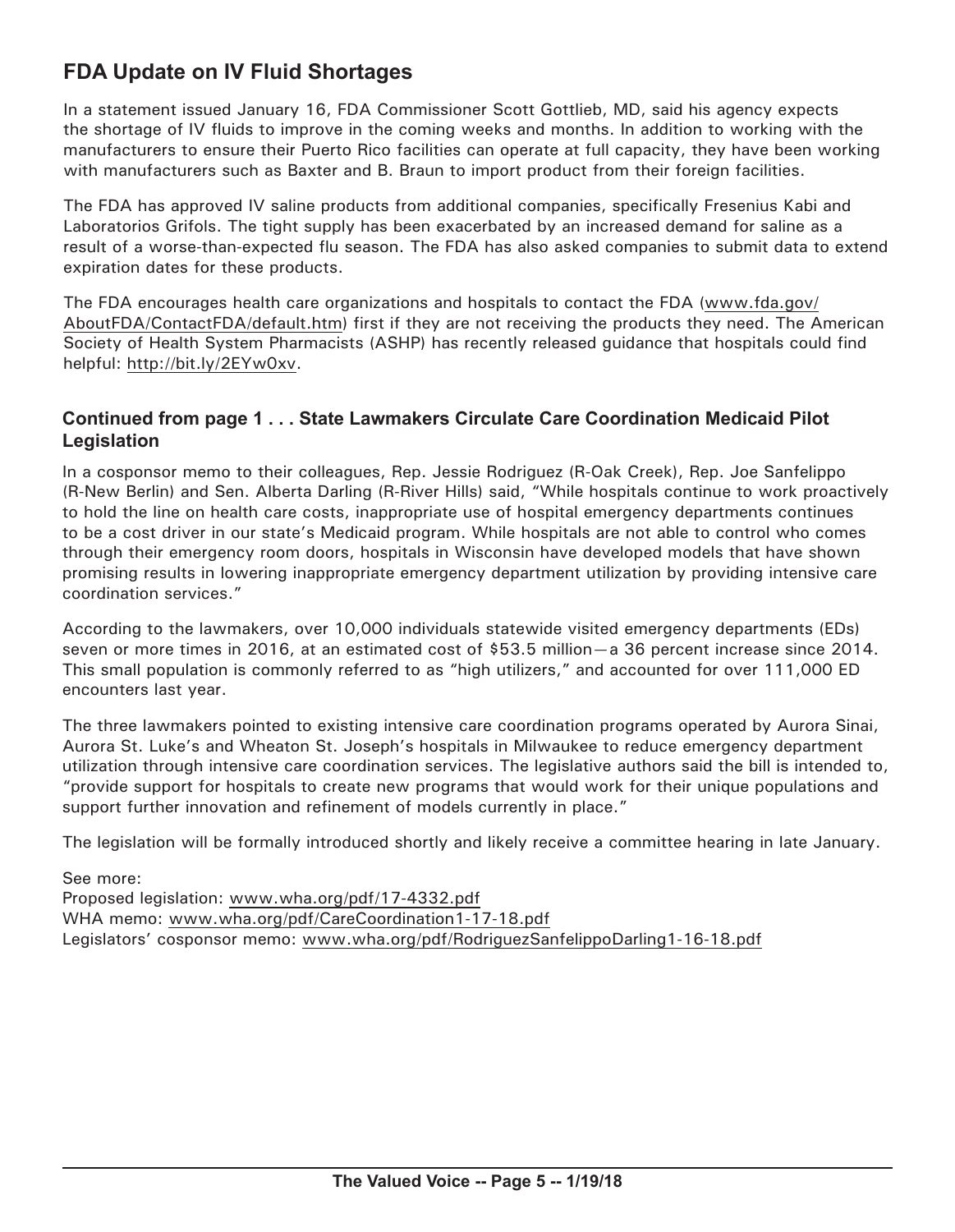## FDA Update on IV Fluid Shortages

In a statement issued January 16, FDA Commissioner Scott Gottlieb, MD, said his agency expects the shortage of IV fluids to improve in the coming weeks and months. In addition to working with the manufacturers to ensure their Puerto Rico facilities can operate at full capacity, they have been working with manufacturers such as Baxter and B. Braun to import product from their foreign facilities.

The FDA has approved IV saline products from additional companies, specifically Fresenius Kabi and Laboratorios Grifols. The tight supply has been exacerbated by an increased demand for saline as a result of a worse-than-expected flu season. The FDA has also asked companies to submit data to extend expiration dates for these products.

The FDA encourages health care organizations and hospitals to contact the FDA (www.fda.gov/AboutFDA/ContactFDA/default.htm) first if they are not receiving the products they need. The American Society of Health System Pharmacists (ASHP) has recently released guidance that hospitals could find helpful: http://bit.ly/2EYw0xv.

### Continued from page 1 . . . State Lawmakers Circulate Care Coordination Medicaid Pilot Legislation

In a cosponsor memo to their colleagues, Rep. Jessie Rodriguez (R-Oak Creek), Rep. Joe Sanfelippo (R-New Berlin) and Sen. Alberta Darling (R-River Hills) said, "While hospitals continue to work proactively to hold the line on health care costs, inappropriate use of hospital emergency departments continues to be a cost driver in our state's Medicaid program. While hospitals are not able to control who comes through their emergency room doors, hospitals in Wisconsin have developed models that have shown promising results in lowering inappropriate emergency department utilization by providing intensive care coordination services."

According to the lawmakers, over 10,000 individuals statewide visited emergency departments (EDs) seven or more times in 2016, at an estimated cost of $53.5 million—a 36 percent increase since 2014. This small population is commonly referred to as "high utilizers," and accounted for over 111,000 ED encounters last year.

The three lawmakers pointed to existing intensive care coordination programs operated by Aurora Sinai, Aurora St. Luke's and Wheaton St. Joseph's hospitals in Milwaukee to reduce emergency department utilization through intensive care coordination services. The legislative authors said the bill is intended to, "provide support for hospitals to create new programs that would work for their unique populations and support further innovation and refinement of models currently in place."

The legislation will be formally introduced shortly and likely receive a committee hearing in late January.

See more:
Proposed legislation: www.wha.org/pdf/17-4332.pdf
WHA memo: www.wha.org/pdf/CareCoordination1-17-18.pdf
Legislators' cosponsor memo: www.wha.org/pdf/RodriguezSanfelippoDarling1-16-18.pdf